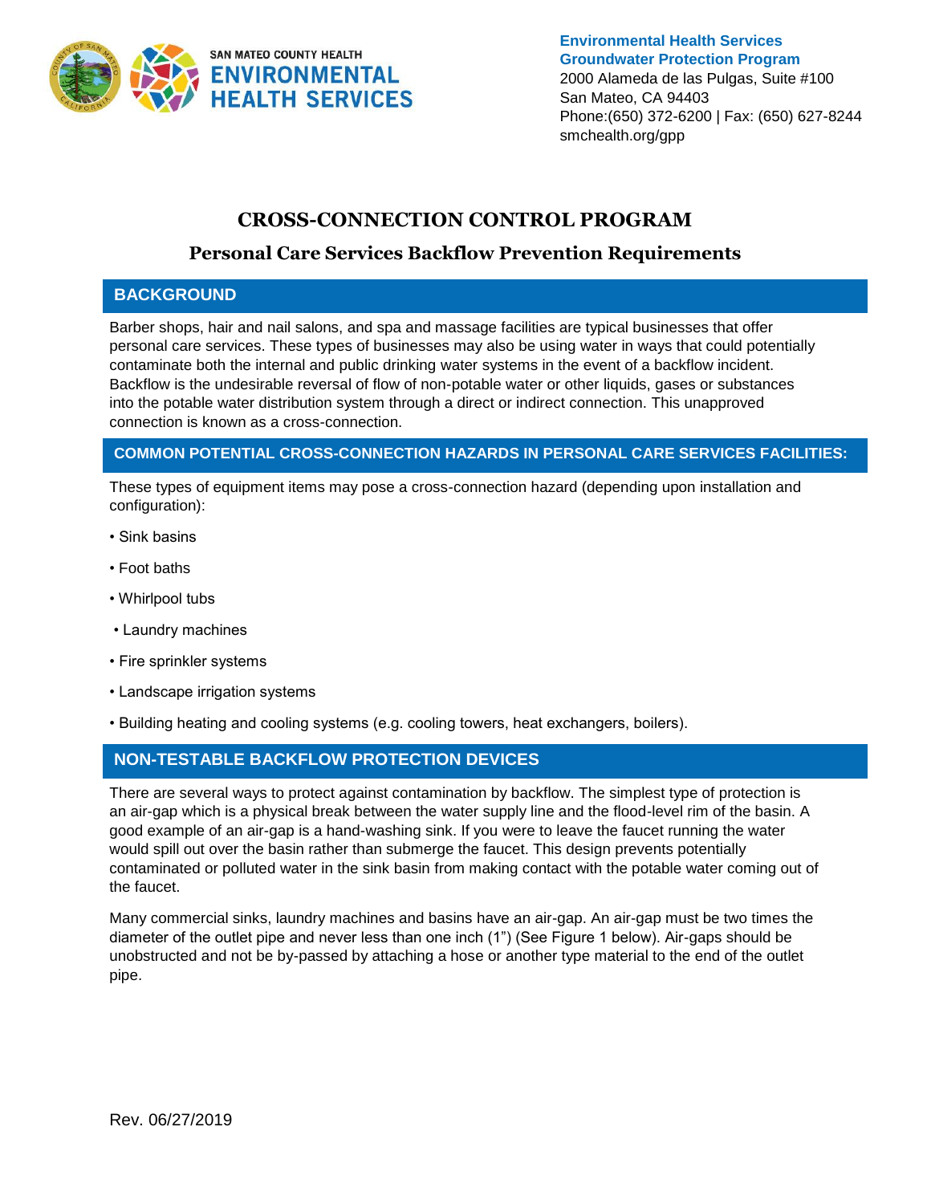SAN MATEO COUNTY HEALTH
ENVIRONMENTAL HEALTH SERVICES

**Environmental Health Services**
**Groundwater Protection Program**
2000 Alameda de las Pulgas, Suite #100
San Mateo, CA 94403
Phone:(650) 372-6200 | Fax: (650) 627-8244
smchealth.org/gpp

# CROSS-CONNECTION CONTROL PROGRAM

## Personal Care Services Backflow Prevention Requirements

### BACKGROUND

Barber shops, hair and nail salons, and spa and massage facilities are typical businesses that offer personal care services. These types of businesses may also be using water in ways that could potentially contaminate both the internal and public drinking water systems in the event of a backflow incident. Backflow is the undesirable reversal of flow of non-potable water or other liquids, gases or substances into the potable water distribution system through a direct or indirect connection. This unapproved connection is known as a cross-connection.

### COMMON POTENTIAL CROSS-CONNECTION HAZARDS IN PERSONAL CARE SERVICES FACILITIES:

These types of equipment items may pose a cross-connection hazard (depending upon installation and configuration):

- Sink basins
- Foot baths
- Whirlpool tubs
- Laundry machines
- Fire sprinkler systems
- Landscape irrigation systems
- Building heating and cooling systems (e.g. cooling towers, heat exchangers, boilers).

### NON-TESTABLE BACKFLOW PROTECTION DEVICES

There are several ways to protect against contamination by backflow. The simplest type of protection is an air-gap which is a physical break between the water supply line and the flood-level rim of the basin. A good example of an air-gap is a hand-washing sink. If you were to leave the faucet running the water would spill out over the basin rather than submerge the faucet. This design prevents potentially contaminated or polluted water in the sink basin from making contact with the potable water coming out of the faucet.

Many commercial sinks, laundry machines and basins have an air-gap. An air-gap must be two times the diameter of the outlet pipe and never less than one inch (1") (See Figure 1 below). Air-gaps should be unobstructed and not be by-passed by attaching a hose or another type material to the end of the outlet pipe.

Rev. 06/27/2019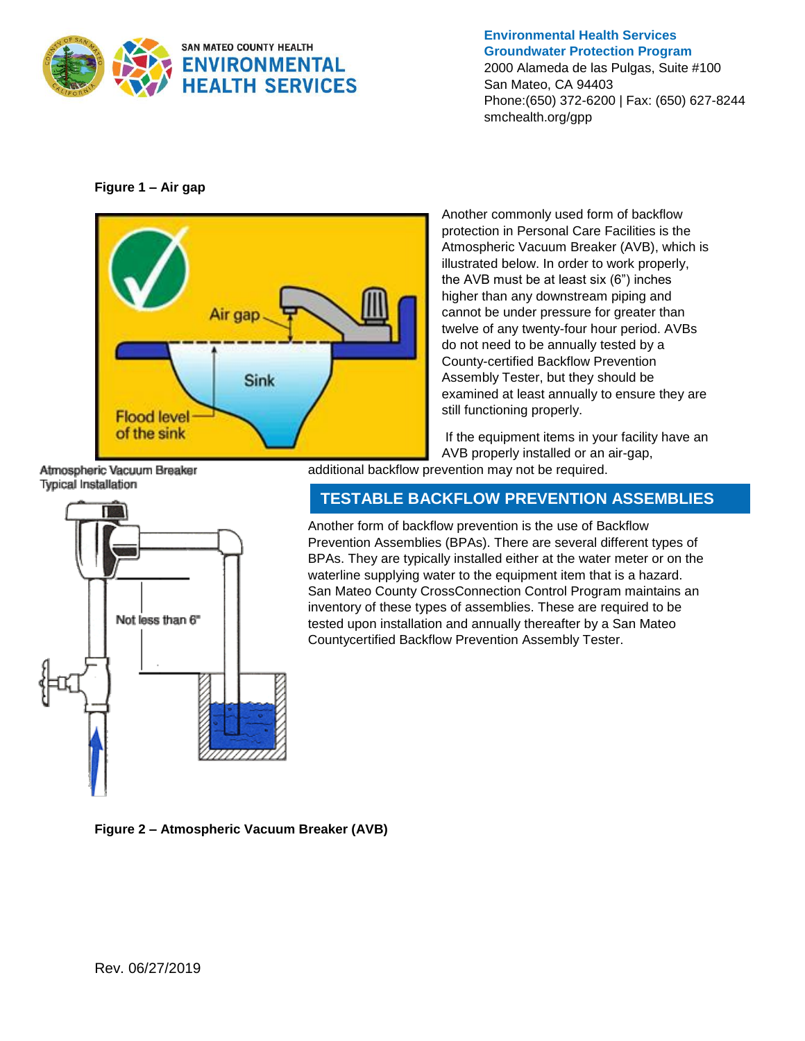**Figure 1 – Air gap**

Another commonly used form of backflow protection in Personal Care Facilities is the Atmospheric Vacuum Breaker (AVB), which is illustrated below. In order to work properly, the AVB must be at least six (6") inches higher than any downstream piping and cannot be under pressure for greater than twelve of any twenty-four hour period. AVBs do not need to be annually tested by a County-certified Backflow Prevention Assembly Tester, but they should be examined at least annually to ensure they are still functioning properly.

If the equipment items in your facility have an AVB properly installed or an air-gap, additional backflow prevention may not be required.

## TESTABLE BACKFLOW PREVENTION ASSEMBLIES

Another form of backflow prevention is the use of Backflow Prevention Assemblies (BPAs). There are several different types of BPAs. They are typically installed either at the water meter or on the waterline supplying water to the equipment item that is a hazard. San Mateo County CrossConnection Control Program maintains an inventory of these types of assemblies. These are required to be tested upon installation and annually thereafter by a San Mateo Countycertified Backflow Prevention Assembly Tester.

**Figure 2 – Atmospheric Vacuum Breaker (AVB)**

Rev. 06/27/2019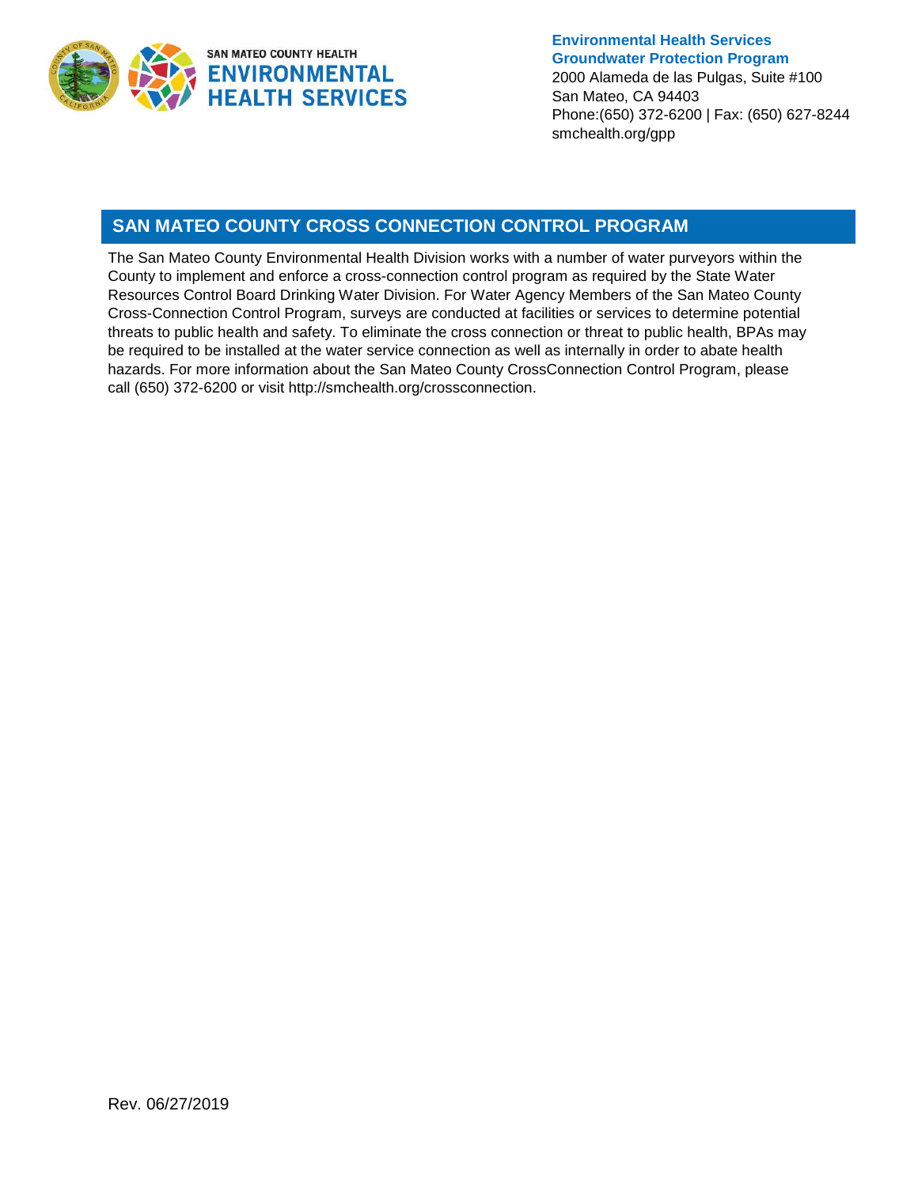## SAN MATEO COUNTY CROSS CONNECTION CONTROL PROGRAM

The San Mateo County Environmental Health Division works with a number of water purveyors within the County to implement and enforce a cross-connection control program as required by the State Water Resources Control Board Drinking Water Division. For Water Agency Members of the San Mateo County Cross-Connection Control Program, surveys are conducted at facilities or services to determine potential threats to public health and safety. To eliminate the cross connection or threat to public health, BPAs may be required to be installed at the water service connection as well as internally in order to abate health hazards. For more information about the San Mateo County CrossConnection Control Program, please call (650) 372-6200 or visit http://smchealth.org/crossconnection.

Rev. 06/27/2019